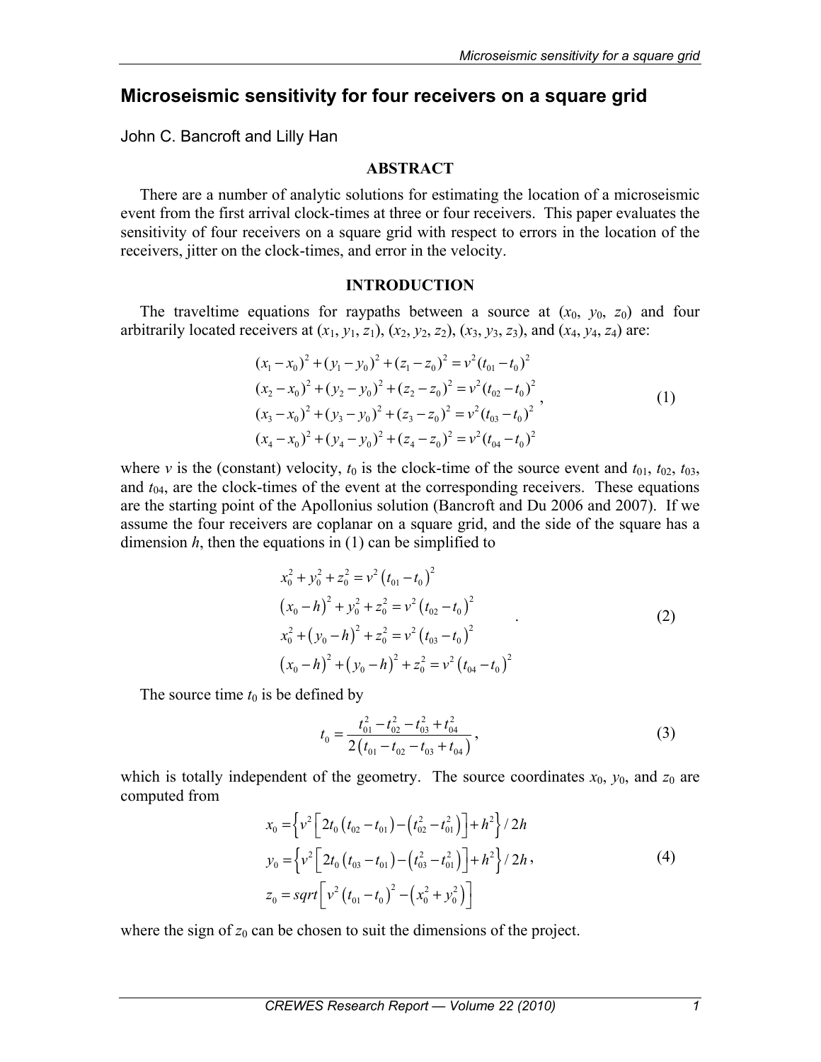# Microseismic sensitivity for four receivers on a square grid

John C. Bancroft and Lilly Han

## ABSTRACT

There are a number of analytic solutions for estimating the location of a microseismic event from the first arrival clock-times at three or four receivers. This paper evaluates the sensitivity of four receivers on a square grid with respect to errors in the location of the receivers, jitter on the clock-times, and error in the velocity.

## INTRODUCTION

The traveltime equations for raypaths between a source at ($x_0$, $y_0$, $z_0$) and four arbitrarily located receivers at ($x_1$, $y_1$, $z_1$), ($x_2$, $y_2$, $z_2$), ($x_3$, $y_3$, $z_3$), and ($x_4$, $y_4$, $z_4$) are:

$$
\begin{aligned}
(x_1 - x_0)^2 + (y_1 - y_0)^2 + (z_1 - z_0)^2 &= v^2 (t_{01} - t_0)^2 \\
(x_2 - x_0)^2 + (y_2 - y_0)^2 + (z_2 - z_0)^2 &= v^2 (t_{02} - t_0)^2 \\
(x_3 - x_0)^2 + (y_3 - y_0)^2 + (z_3 - z_0)^2 &= v^2 (t_{03} - t_0)^2 \\
(x_4 - x_0)^2 + (y_4 - y_0)^2 + (z_4 - z_0)^2 &= v^2 (t_{04} - t_0)^2
\end{aligned}
, \tag{1}
$$

where $v$ is the (constant) velocity, $t_0$ is the clock-time of the source event and $t_{01}$, $t_{02}$, $t_{03}$, and $t_{04}$, are the clock-times of the event at the corresponding receivers. These equations are the starting point of the Apollonius solution (Bancroft and Du 2006 and 2007). If we assume the four receivers are coplanar on a square grid, and the side of the square has a dimension $h$, then the equations in (1) can be simplified to

$$
\begin{aligned}
x_0^2 + y_0^2 + z_0^2 &= v^2 \left(t_{01} - t_0\right)^2 \\
\left(x_0 - h\right)^2 + y_0^2 + z_0^2 &= v^2 \left(t_{02} - t_0\right)^2 \\
x_0^2 + \left(y_0 - h\right)^2 + z_0^2 &= v^2 \left(t_{03} - t_0\right)^2 \\
\left(x_0 - h\right)^2 + \left(y_0 - h\right)^2 + z_0^2 &= v^2 \left(t_{04} - t_0\right)^2
\end{aligned}
. \tag{2}
$$

The source time $t_0$ is be defined by

$$
t_0 = \frac{t_{01}^2 - t_{02}^2 - t_{03}^2 + t_{04}^2}{2\left(t_{01} - t_{02} - t_{03} + t_{04}\right)}, \tag{3}
$$

which is totally independent of the geometry. The source coordinates $x_0$, $y_0$, and $z_0$ are computed from

$$
\begin{aligned}
x_0 &= \left\{ v^2 \left[ 2t_0 \left(t_{02} - t_{01}\right) - \left(t_{02}^2 - t_{01}^2\right) \right] + h^2 \right\} / 2h \\
y_0 &= \left\{ v^2 \left[ 2t_0 \left(t_{03} - t_{01}\right) - \left(t_{03}^2 - t_{01}^2\right) \right] + h^2 \right\} / 2h \\
z_0 &= sqrt\left[ v^2 \left(t_{01} - t_0\right)^2 - \left(x_0^2 + y_0^2\right) \right]
\end{aligned}
, \tag{4}
$$

where the sign of $z_0$ can be chosen to suit the dimensions of the project.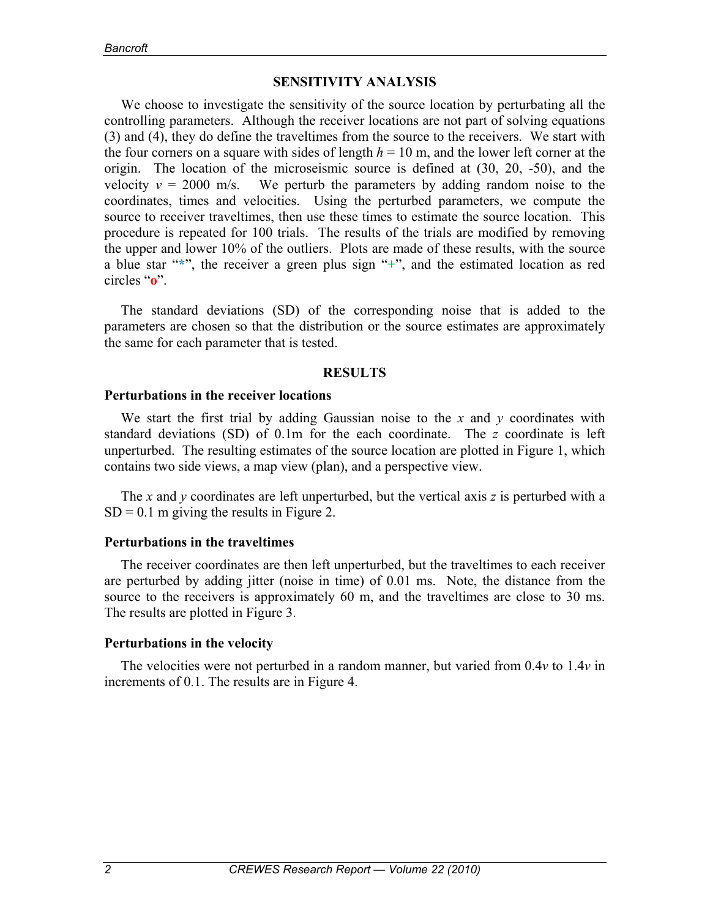## SENSITIVITY ANALYSIS

We choose to investigate the sensitivity of the source location by perturbating all the controlling parameters. Although the receiver locations are not part of solving equations (3) and (4), they do define the traveltimes from the source to the receivers. We start with the four corners on a square with sides of length $h = 10$ m, and the lower left corner at the origin. The location of the microseismic source is defined at (30, 20, -50), and the velocity $v = 2000$ m/s. We perturb the parameters by adding random noise to the coordinates, times and velocities. Using the perturbed parameters, we compute the source to receiver traveltimes, then use these times to estimate the source location. This procedure is repeated for 100 trials. The results of the trials are modified by removing the upper and lower 10% of the outliers. Plots are made of these results, with the source a blue star "**\***", the receiver a green plus sign "+", and the estimated location as red circles "**o**".

The standard deviations (SD) of the corresponding noise that is added to the parameters are chosen so that the distribution or the source estimates are approximately the same for each parameter that is tested.

## RESULTS

### Perturbations in the receiver locations

We start the first trial by adding Gaussian noise to the $x$ and $y$ coordinates with standard deviations (SD) of 0.1m for the each coordinate. The $z$ coordinate is left unperturbed. The resulting estimates of the source location are plotted in Figure 1, which contains two side views, a map view (plan), and a perspective view.

The $x$ and $y$ coordinates are left unperturbed, but the vertical axis $z$ is perturbed with a SD = 0.1 m giving the results in Figure 2.

### Perturbations in the traveltimes

The receiver coordinates are then left unperturbed, but the traveltimes to each receiver are perturbed by adding jitter (noise in time) of 0.01 ms. Note, the distance from the source to the receivers is approximately 60 m, and the traveltimes are close to 30 ms. The results are plotted in Figure 3.

### Perturbations in the velocity

The velocities were not perturbed in a random manner, but varied from $0.4v$ to $1.4v$ in increments of 0.1. The results are in Figure 4.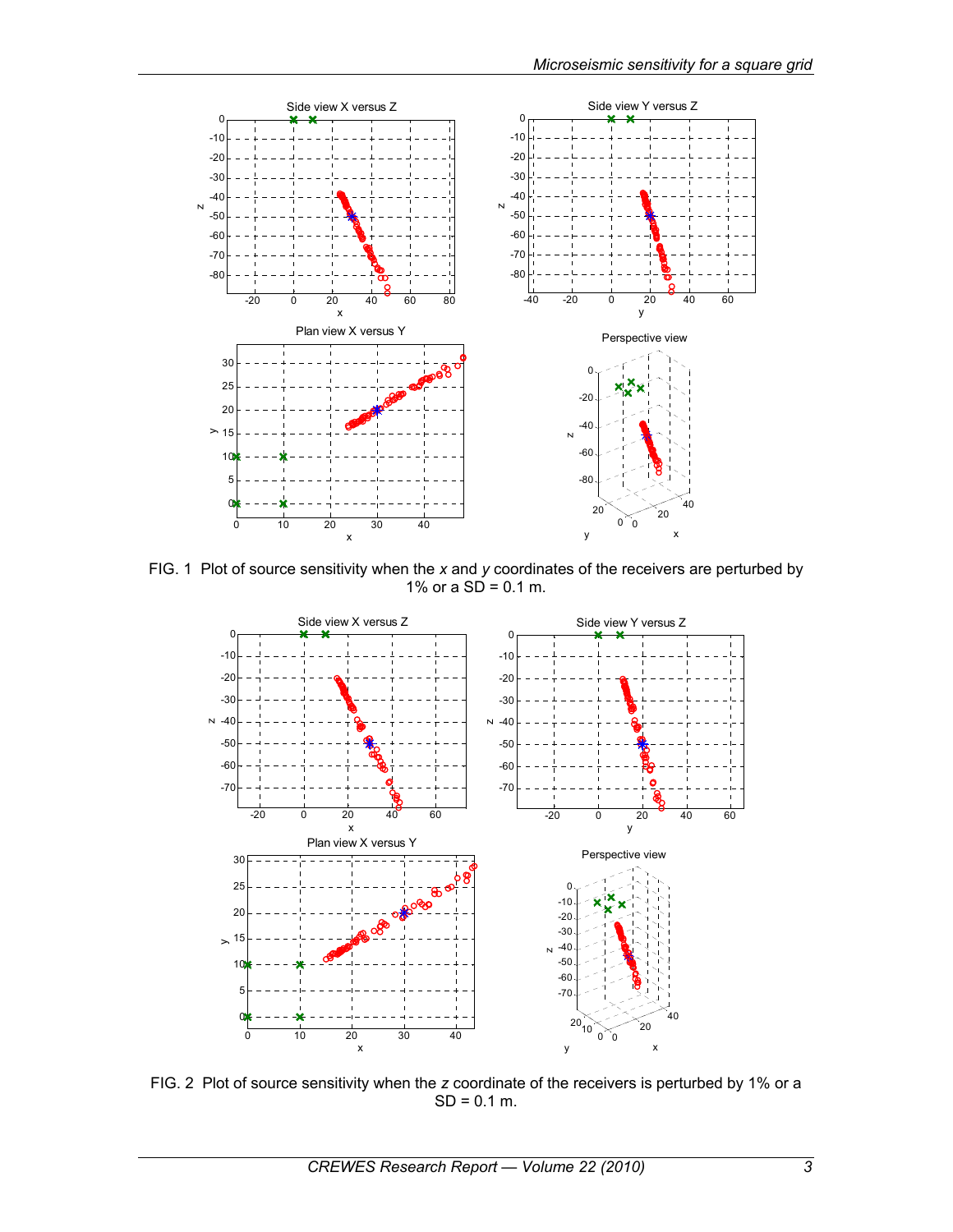FIG. 1 Plot of source sensitivity when the *x* and *y* coordinates of the receivers are perturbed by 1% or a SD = 0.1 m.

FIG. 2 Plot of source sensitivity when the *z* coordinate of the receivers is perturbed by 1% or a SD = 0.1 m.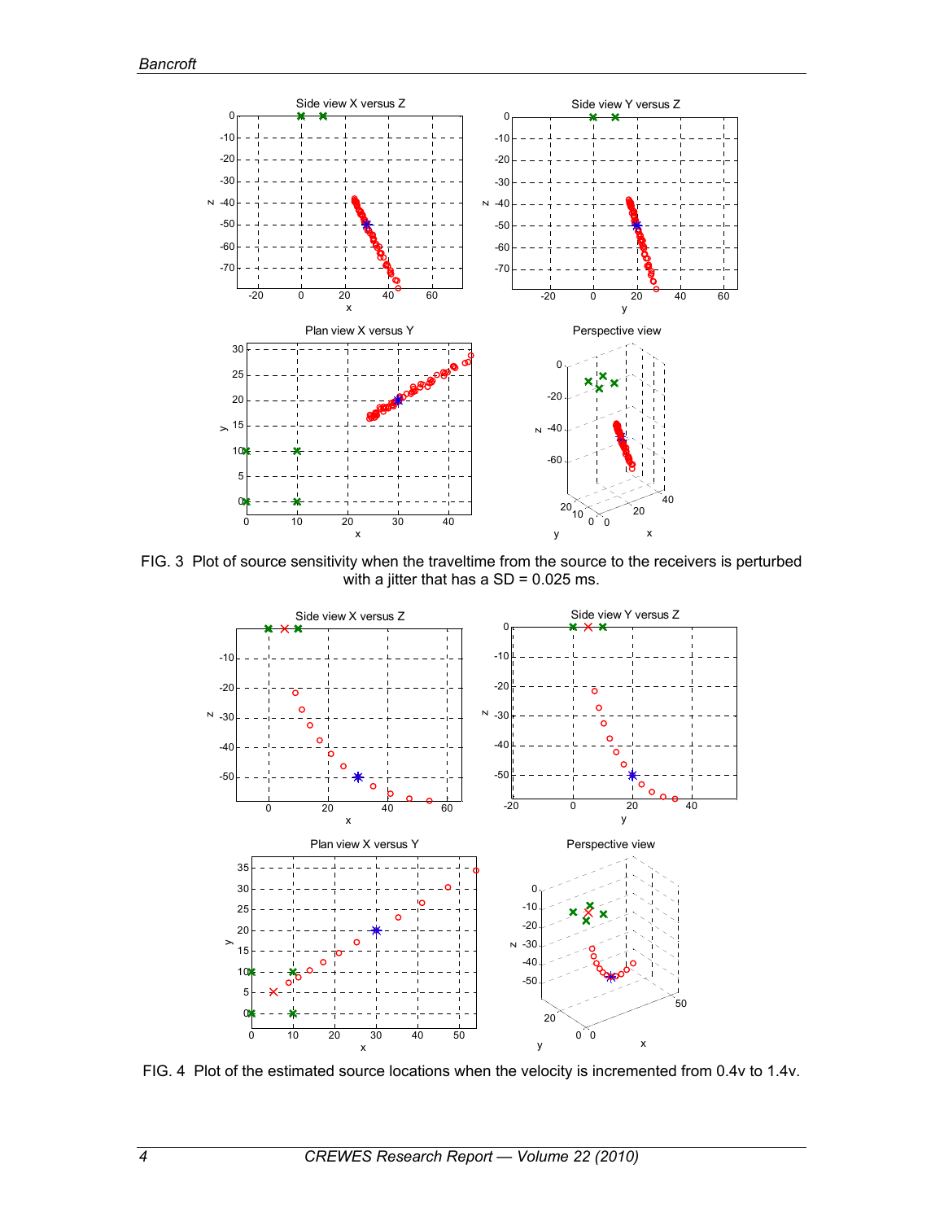FIG. 3 Plot of source sensitivity when the traveltime from the source to the receivers is perturbed with a jitter that has a SD = 0.025 ms.

FIG. 4 Plot of the estimated source locations when the velocity is incremented from 0.4v to 1.4v.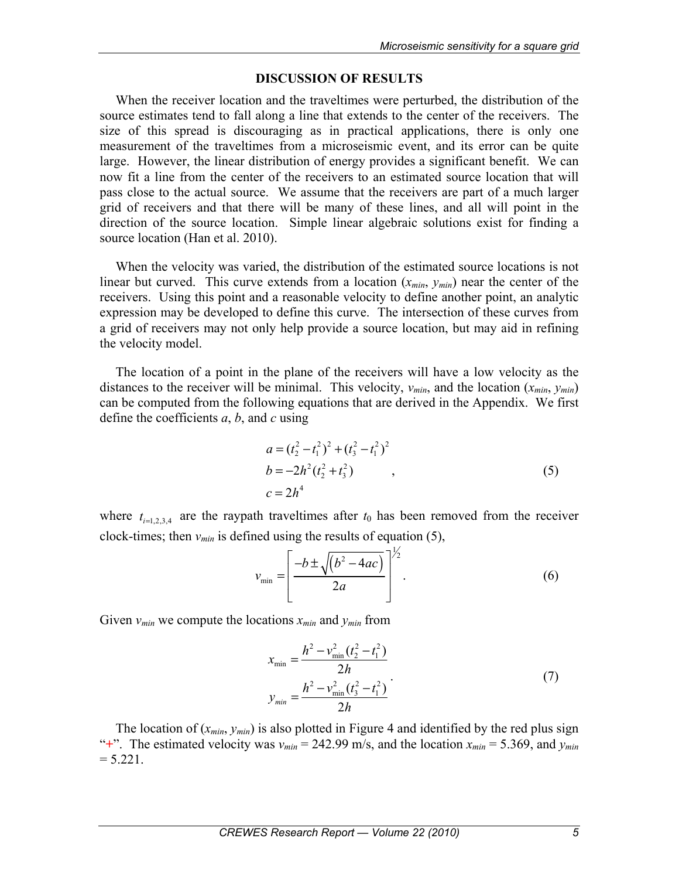## DISCUSSION OF RESULTS

When the receiver location and the traveltimes were perturbed, the distribution of the source estimates tend to fall along a line that extends to the center of the receivers. The size of this spread is discouraging as in practical applications, there is only one measurement of the traveltimes from a microseismic event, and its error can be quite large. However, the linear distribution of energy provides a significant benefit. We can now fit a line from the center of the receivers to an estimated source location that will pass close to the actual source. We assume that the receivers are part of a much larger grid of receivers and that there will be many of these lines, and all will point in the direction of the source location. Simple linear algebraic solutions exist for finding a source location (Han et al. 2010).

When the velocity was varied, the distribution of the estimated source locations is not linear but curved. This curve extends from a location ($x_{min}$, $y_{min}$) near the center of the receivers. Using this point and a reasonable velocity to define another point, an analytic expression may be developed to define this curve. The intersection of these curves from a grid of receivers may not only help provide a source location, but may aid in refining the velocity model.

The location of a point in the plane of the receivers will have a low velocity as the distances to the receiver will be minimal. This velocity, $v_{min}$, and the location ($x_{min}$, $y_{min}$) can be computed from the following equations that are derived in the Appendix. We first define the coefficients $a$, $b$, and $c$ using

$$
\begin{aligned}
a &= (t_2^2 - t_1^2)^2 + (t_3^2 - t_1^2)^2 \\
b &= -2h^2(t_2^2 + t_3^2) \qquad , \\
c &= 2h^4
\end{aligned}
\tag{5}
$$

where $t_{i=1,2,3,4}$ are the raypath traveltimes after $t_0$ has been removed from the receiver clock-times; then $v_{min}$ is defined using the results of equation (5),

$$
v_{\min} = \left[ \frac{-b \pm \sqrt{\left(b^2 - 4ac\right)}}{2a} \right]^{1/2} . \tag{6}
$$

Given $v_{min}$ we compute the locations $x_{min}$ and $y_{min}$ from

$$
\begin{aligned}
x_{\min} &= \frac{h^2 - v_{\min}^2 (t_2^2 - t_1^2)}{2h} \\
y_{min} &= \frac{h^2 - v_{\min}^2 (t_3^2 - t_1^2)}{2h} .
\end{aligned}
\tag{7}
$$

The location of ($x_{min}$, $y_{min}$) is also plotted in Figure 4 and identified by the red plus sign "+". The estimated velocity was $v_{min}$ = 242.99 m/s, and the location $x_{min}$ = 5.369, and $y_{min}$ = 5.221.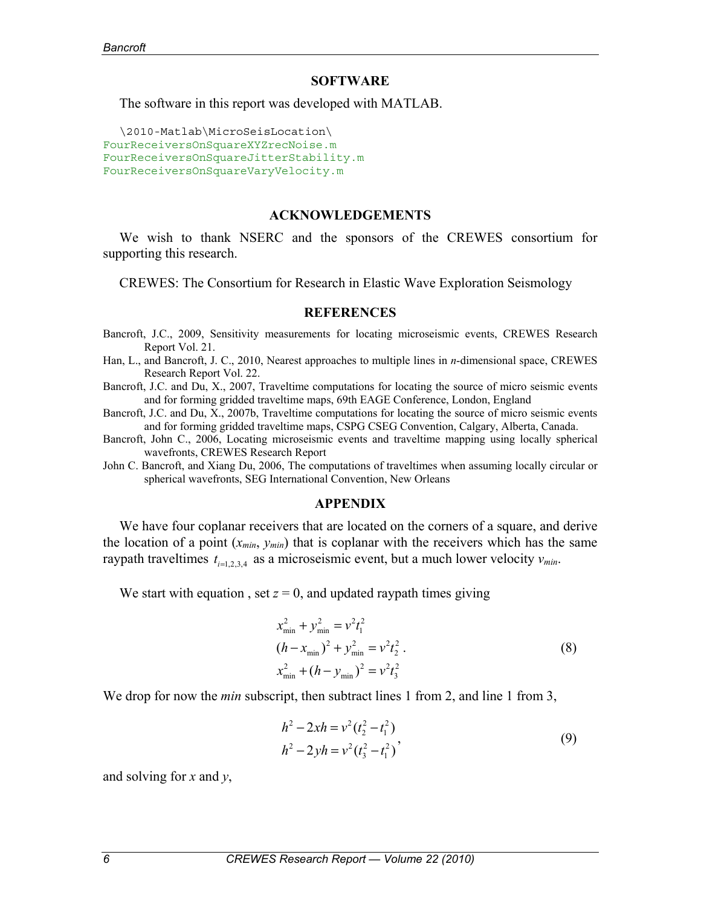## SOFTWARE

The software in this report was developed with MATLAB.

```
\2010-Matlab\MicroSeisLocation\
FourReceiversOnSquareXYZrecNoise.m
FourReceiversOnSquareJitterStability.m
FourReceiversOnSquareVaryVelocity.m
```

## ACKNOWLEDGEMENTS

We wish to thank NSERC and the sponsors of the CREWES consortium for supporting this research.

CREWES: The Consortium for Research in Elastic Wave Exploration Seismology

## REFERENCES

Bancroft, J.C., 2009, Sensitivity measurements for locating microseismic events, CREWES Research Report Vol. 21.

Han, L., and Bancroft, J. C., 2010, Nearest approaches to multiple lines in *n*-dimensional space, CREWES Research Report Vol. 22.

Bancroft, J.C. and Du, X., 2007, Traveltime computations for locating the source of micro seismic events and for forming gridded traveltime maps, 69th EAGE Conference, London, England

Bancroft, J.C. and Du, X., 2007b, Traveltime computations for locating the source of micro seismic events and for forming gridded traveltime maps, CSPG CSEG Convention, Calgary, Alberta, Canada.

Bancroft, John C., 2006, Locating microseismic events and traveltime mapping using locally spherical wavefronts, CREWES Research Report

John C. Bancroft, and Xiang Du, 2006, The computations of traveltimes when assuming locally circular or spherical wavefronts, SEG International Convention, New Orleans

## APPENDIX

We have four coplanar receivers that are located on the corners of a square, and derive the location of a point ($x_{min}$, $y_{min}$) that is coplanar with the receivers which has the same raypath traveltimes $t_{i=1,2,3,4}$ as a microseismic event, but a much lower velocity $v_{min}$.

We start with equation , set $z = 0$, and updated raypath times giving

$$\begin{aligned} x_{\min}^2 + y_{\min}^2 &= v^2 t_1^2 \\ (h - x_{\min})^2 + y_{\min}^2 &= v^2 t_2^2 \\ x_{\min}^2 + (h - y_{\min})^2 &= v^2 t_3^2 \end{aligned} \quad (8)$$

We drop for now the *min* subscript, then subtract lines 1 from 2, and line 1 from 3,

$$\begin{aligned} h^2 - 2xh &= v^2 (t_2^2 - t_1^2) \\ h^2 - 2yh &= v^2 (t_3^2 - t_1^2) \end{aligned}, \quad (9)$$

and solving for *x* and *y*,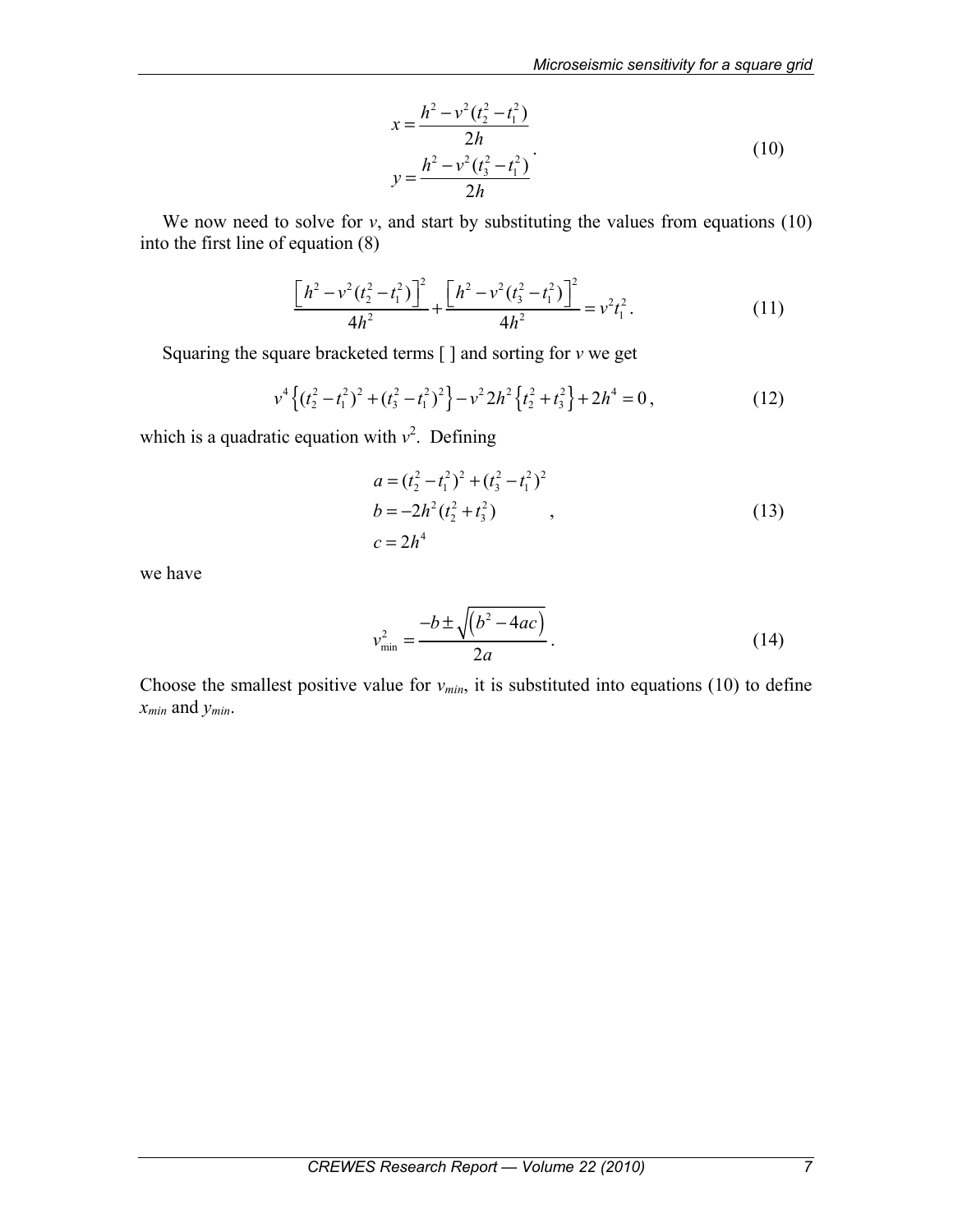$$
\begin{aligned}
x &= \frac{h^2 - v^2(t_2^2 - t_1^2)}{2h} \\
y &= \frac{h^2 - v^2(t_3^2 - t_1^2)}{2h}
\end{aligned}
. \tag{10}
$$

We now need to solve for $v$, and start by substituting the values from equations (10) into the first line of equation (8)

$$
\frac{\left[h^2 - v^2(t_2^2 - t_1^2)\right]^2}{4h^2} + \frac{\left[h^2 - v^2(t_3^2 - t_1^2)\right]^2}{4h^2} = v^2 t_1^2 . \tag{11}
$$

Squaring the square bracketed terms [ ] and sorting for $v$ we get

$$
v^4\left\{(t_2^2 - t_1^2)^2 + (t_3^2 - t_1^2)^2\right\} - v^2 2h^2\left\{t_2^2 + t_3^2\right\} + 2h^4 = 0 , \tag{12}
$$

which is a quadratic equation with $v^2$. Defining

$$
\begin{aligned}
a &= (t_2^2 - t_1^2)^2 + (t_3^2 - t_1^2)^2 \\
b &= -2h^2(t_2^2 + t_3^2) \\
c &= 2h^4
\end{aligned}
\quad , \tag{13}
$$

we have

$$
v_{\min}^2 = \frac{-b \pm \sqrt{\left(b^2 - 4ac\right)}}{2a} . \tag{14}
$$

Choose the smallest positive value for $v_{min}$, it is substituted into equations (10) to define $x_{min}$ and $y_{min}$.